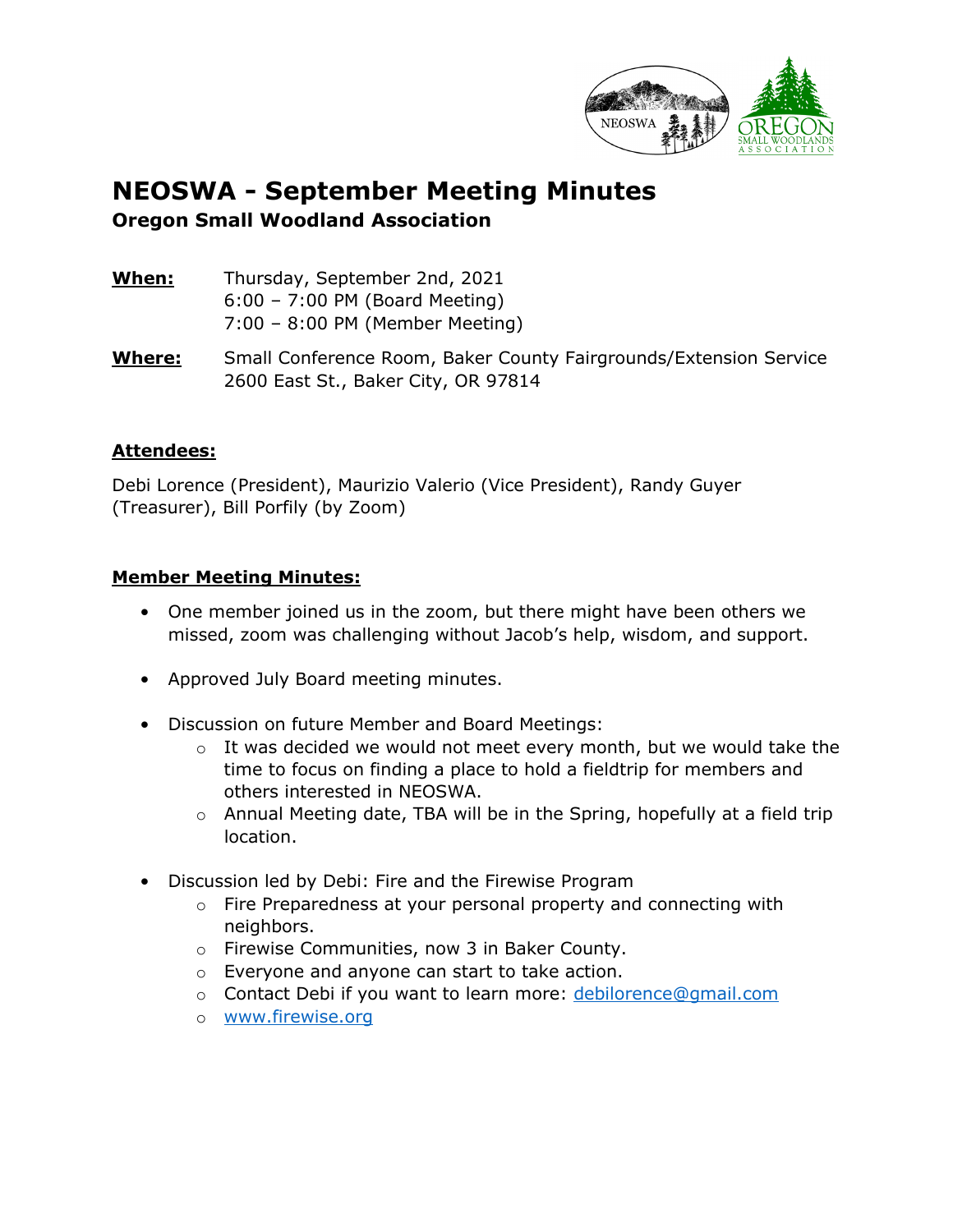# NEOSWA - September Meeting Minutes

## Oregon Small Woodland Association

**When:** Thursday, September 2nd, 2021
6:00 – 7:00 PM (Board Meeting)
7:00 – 8:00 PM (Member Meeting)

**Where:** Small Conference Room, Baker County Fairgrounds/Extension Service
2600 East St., Baker City, OR 97814

**Attendees:**

Debi Lorence (President), Maurizio Valerio (Vice President), Randy Guyer (Treasurer), Bill Porfily (by Zoom)

**Member Meeting Minutes:**

- One member joined us in the zoom, but there might have been others we missed, zoom was challenging without Jacob's help, wisdom, and support.
- Approved July Board meeting minutes.
- Discussion on future Member and Board Meetings:
  - It was decided we would not meet every month, but we would take the time to focus on finding a place to hold a fieldtrip for members and others interested in NEOSWA.
  - Annual Meeting date, TBA will be in the Spring, hopefully at a field trip location.
- Discussion led by Debi: Fire and the Firewise Program
  - Fire Preparedness at your personal property and connecting with neighbors.
  - Firewise Communities, now 3 in Baker County.
  - Everyone and anyone can start to take action.
  - Contact Debi if you want to learn more: debilorence@gmail.com
  - www.firewise.org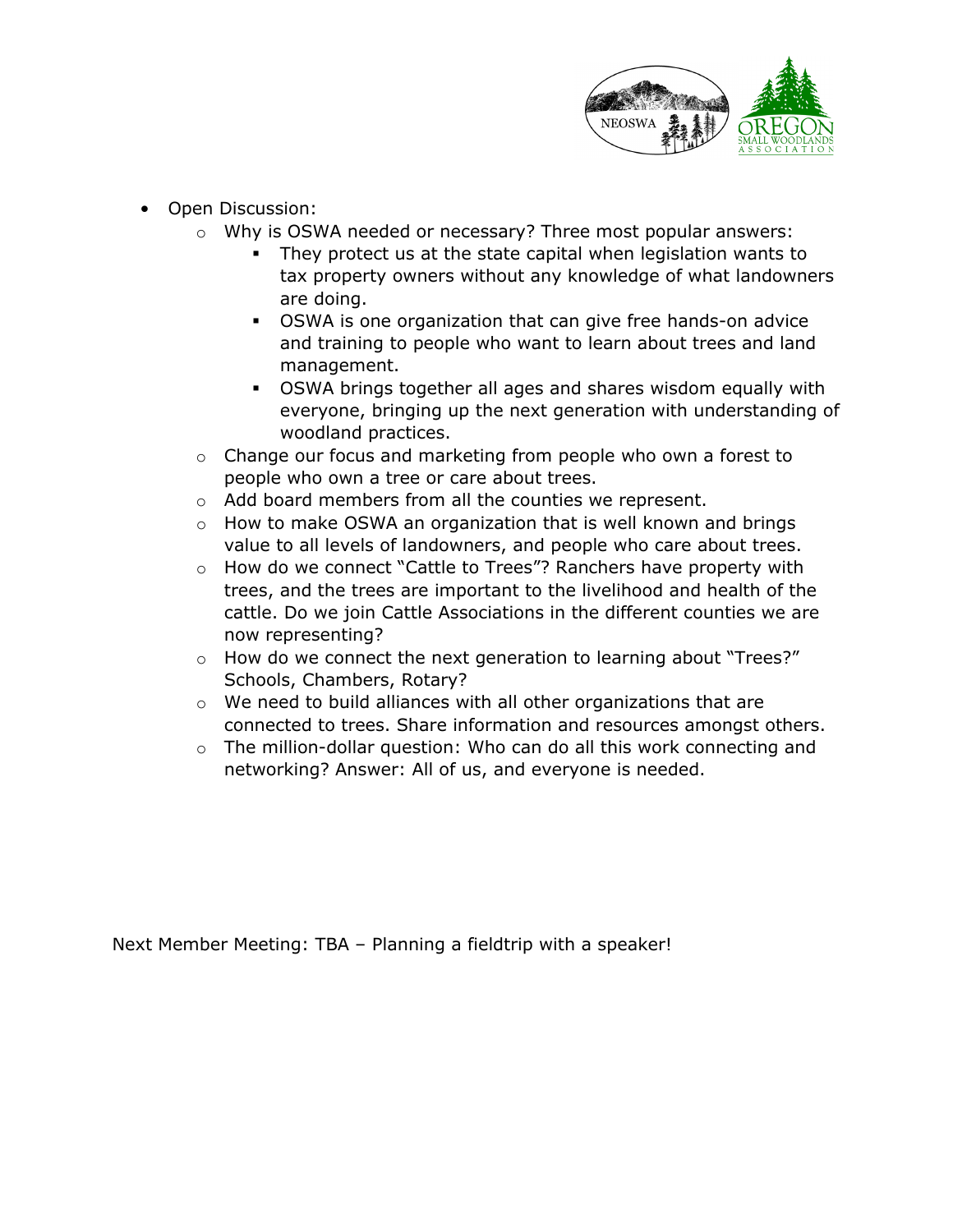- Open Discussion:
  - Why is OSWA needed or necessary? Three most popular answers:
    - They protect us at the state capital when legislation wants to tax property owners without any knowledge of what landowners are doing.
    - OSWA is one organization that can give free hands-on advice and training to people who want to learn about trees and land management.
    - OSWA brings together all ages and shares wisdom equally with everyone, bringing up the next generation with understanding of woodland practices.
  - Change our focus and marketing from people who own a forest to people who own a tree or care about trees.
  - Add board members from all the counties we represent.
  - How to make OSWA an organization that is well known and brings value to all levels of landowners, and people who care about trees.
  - How do we connect "Cattle to Trees"? Ranchers have property with trees, and the trees are important to the livelihood and health of the cattle. Do we join Cattle Associations in the different counties we are now representing?
  - How do we connect the next generation to learning about "Trees?" Schools, Chambers, Rotary?
  - We need to build alliances with all other organizations that are connected to trees. Share information and resources amongst others.
  - The million-dollar question: Who can do all this work connecting and networking? Answer: All of us, and everyone is needed.

Next Member Meeting: TBA – Planning a fieldtrip with a speaker!